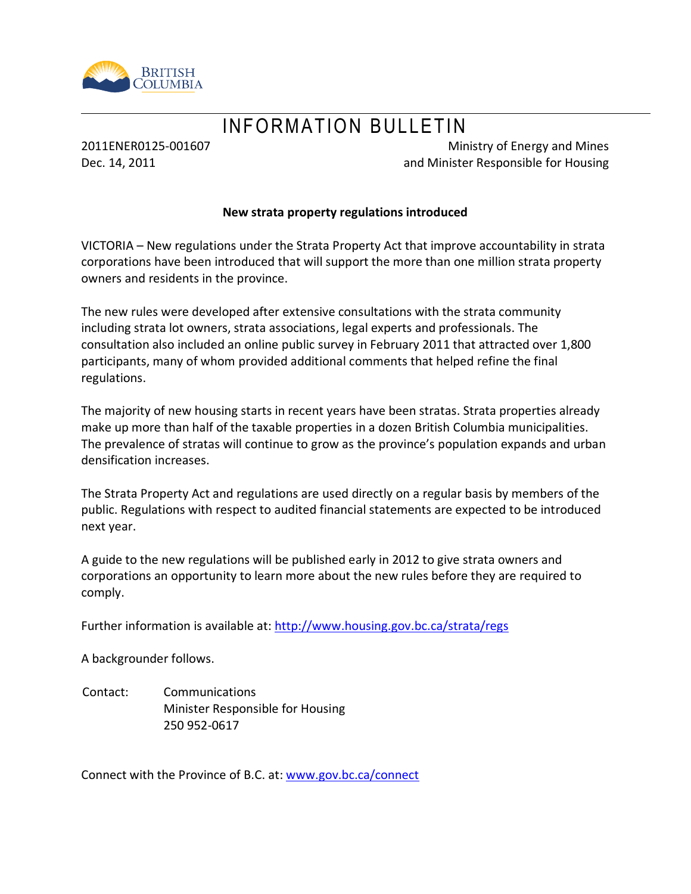BRITISH COLUMBIA

# INFORMATION BULLETIN

2011ENER0125-001607
Dec. 14, 2011

Ministry of Energy and Mines
and Minister Responsible for Housing

**New strata property regulations introduced**

VICTORIA – New regulations under the Strata Property Act that improve accountability in strata corporations have been introduced that will support the more than one million strata property owners and residents in the province.

The new rules were developed after extensive consultations with the strata community including strata lot owners, strata associations, legal experts and professionals. The consultation also included an online public survey in February 2011 that attracted over 1,800 participants, many of whom provided additional comments that helped refine the final regulations.

The majority of new housing starts in recent years have been stratas. Strata properties already make up more than half of the taxable properties in a dozen British Columbia municipalities. The prevalence of stratas will continue to grow as the province's population expands and urban densification increases.

The Strata Property Act and regulations are used directly on a regular basis by members of the public. Regulations with respect to audited financial statements are expected to be introduced next year.

A guide to the new regulations will be published early in 2012 to give strata owners and corporations an opportunity to learn more about the new rules before they are required to comply.

Further information is available at: http://www.housing.gov.bc.ca/strata/regs

A backgrounder follows.

Contact: Communications
Minister Responsible for Housing
250 952-0617

Connect with the Province of B.C. at: www.gov.bc.ca/connect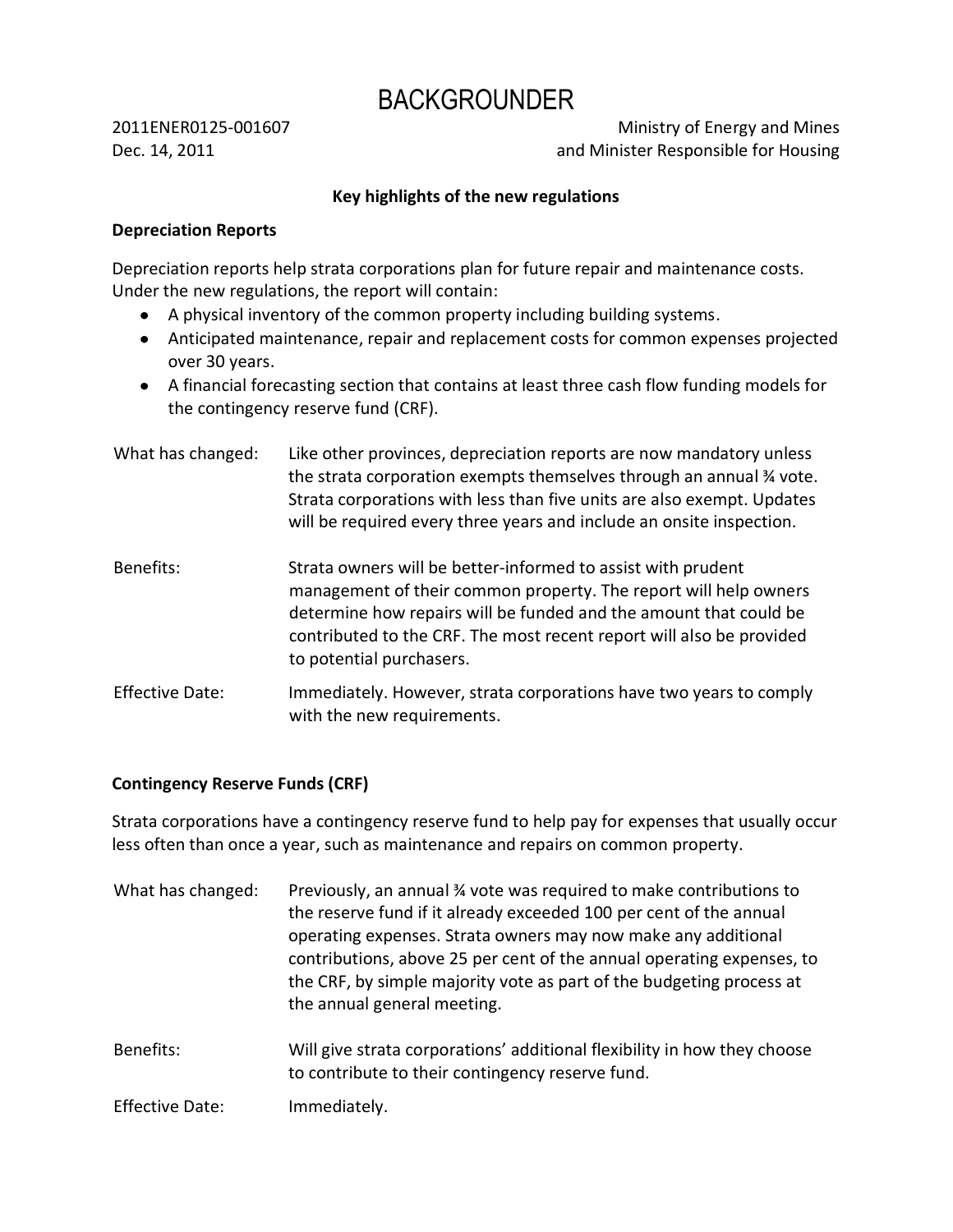# BACKGROUNDER

2011ENER0125-001607
Dec. 14, 2011

Ministry of Energy and Mines
and Minister Responsible for Housing

**Key highlights of the new regulations**

**Depreciation Reports**

Depreciation reports help strata corporations plan for future repair and maintenance costs. Under the new regulations, the report will contain:

- A physical inventory of the common property including building systems.
- Anticipated maintenance, repair and replacement costs for common expenses projected over 30 years.
- A financial forecasting section that contains at least three cash flow funding models for the contingency reserve fund (CRF).

What has changed: Like other provinces, depreciation reports are now mandatory unless the strata corporation exempts themselves through an annual ¾ vote. Strata corporations with less than five units are also exempt. Updates will be required every three years and include an onsite inspection.

Benefits: Strata owners will be better-informed to assist with prudent management of their common property. The report will help owners determine how repairs will be funded and the amount that could be contributed to the CRF. The most recent report will also be provided to potential purchasers.

Effective Date: Immediately. However, strata corporations have two years to comply with the new requirements.

**Contingency Reserve Funds (CRF)**

Strata corporations have a contingency reserve fund to help pay for expenses that usually occur less often than once a year, such as maintenance and repairs on common property.

What has changed: Previously, an annual ¾ vote was required to make contributions to the reserve fund if it already exceeded 100 per cent of the annual operating expenses. Strata owners may now make any additional contributions, above 25 per cent of the annual operating expenses, to the CRF, by simple majority vote as part of the budgeting process at the annual general meeting.

Benefits: Will give strata corporations' additional flexibility in how they choose to contribute to their contingency reserve fund.

Effective Date: Immediately.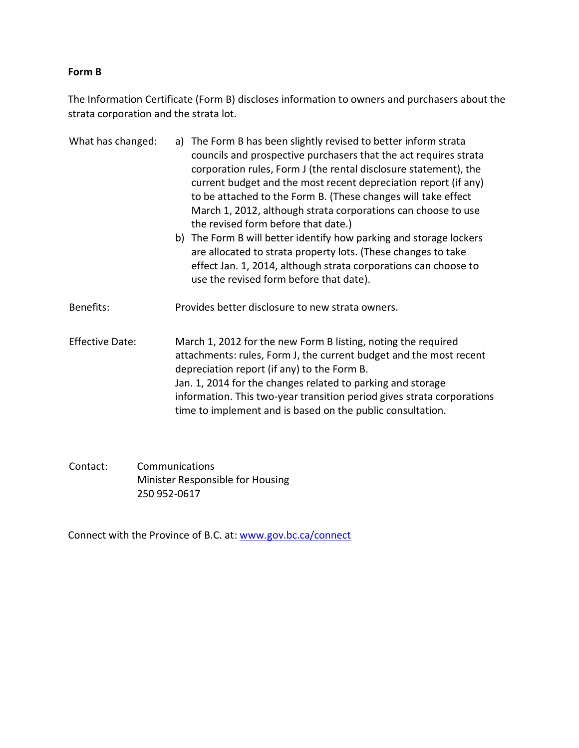**Form B**

The Information Certificate (Form B) discloses information to owners and purchasers about the strata corporation and the strata lot.

What has changed:

a) The Form B has been slightly revised to better inform strata councils and prospective purchasers that the act requires strata corporation rules, Form J (the rental disclosure statement), the current budget and the most recent depreciation report (if any) to be attached to the Form B. (These changes will take effect March 1, 2012, although strata corporations can choose to use the revised form before that date.)

b) The Form B will better identify how parking and storage lockers are allocated to strata property lots. (These changes to take effect Jan. 1, 2014, although strata corporations can choose to use the revised form before that date).

Benefits: Provides better disclosure to new strata owners.

Effective Date: March 1, 2012 for the new Form B listing, noting the required attachments: rules, Form J, the current budget and the most recent depreciation report (if any) to the Form B.
Jan. 1, 2014 for the changes related to parking and storage information. This two-year transition period gives strata corporations time to implement and is based on the public consultation.

Contact: Communications
Minister Responsible for Housing
250 952-0617

Connect with the Province of B.C. at: www.gov.bc.ca/connect